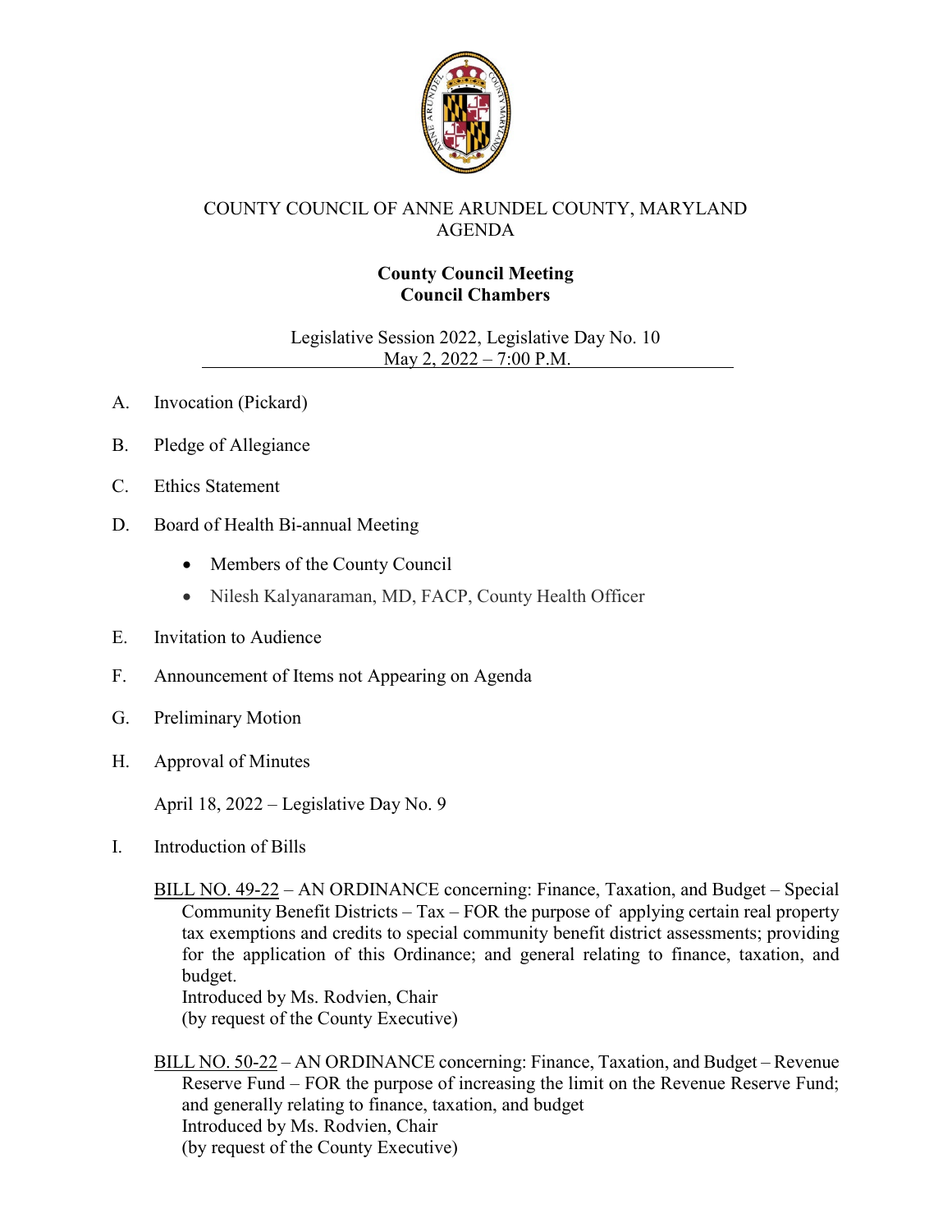# COUNTY COUNCIL OF ANNE ARUNDEL COUNTY, MARYLAND
# AGENDA

**County Council Meeting**
**Council Chambers**

Legislative Session 2022, Legislative Day No. 10
May 2, 2022 – 7:00 P.M.

A. Invocation (Pickard)

B. Pledge of Allegiance

C. Ethics Statement

D. Board of Health Bi-annual Meeting

- Members of the County Council
- Nilesh Kalyanaraman, MD, FACP, County Health Officer

E. Invitation to Audience

F. Announcement of Items not Appearing on Agenda

G. Preliminary Motion

H. Approval of Minutes

April 18, 2022 – Legislative Day No. 9

I. Introduction of Bills

BILL NO. 49-22 – AN ORDINANCE concerning: Finance, Taxation, and Budget – Special Community Benefit Districts – Tax – FOR the purpose of applying certain real property tax exemptions and credits to special community benefit district assessments; providing for the application of this Ordinance; and general relating to finance, taxation, and budget.
Introduced by Ms. Rodvien, Chair
(by request of the County Executive)

BILL NO. 50-22 – AN ORDINANCE concerning: Finance, Taxation, and Budget – Revenue Reserve Fund – FOR the purpose of increasing the limit on the Revenue Reserve Fund; and generally relating to finance, taxation, and budget
Introduced by Ms. Rodvien, Chair
(by request of the County Executive)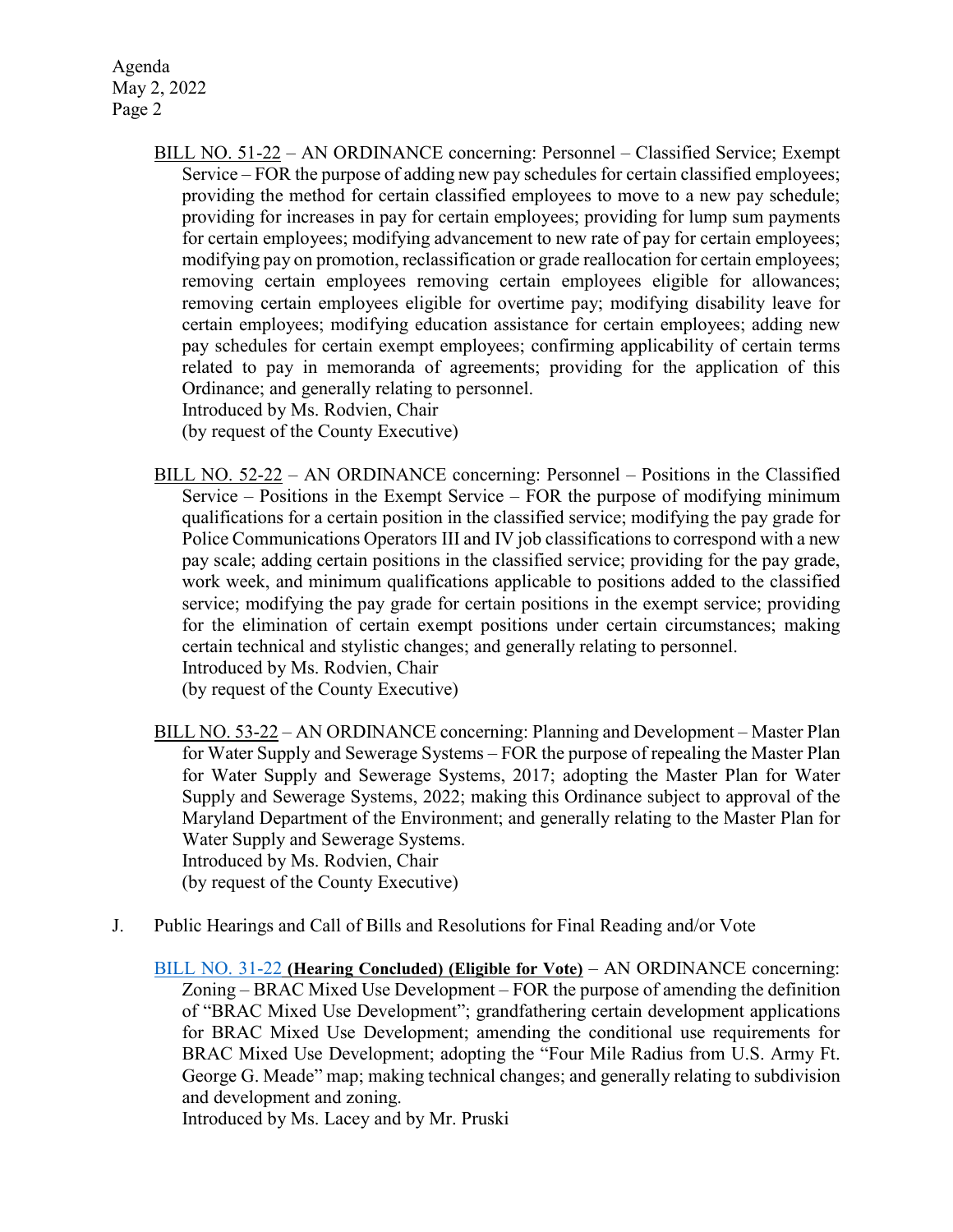BILL NO. 51-22 – AN ORDINANCE concerning: Personnel – Classified Service; Exempt Service – FOR the purpose of adding new pay schedules for certain classified employees; providing the method for certain classified employees to move to a new pay schedule; providing for increases in pay for certain employees; providing for lump sum payments for certain employees; modifying advancement to new rate of pay for certain employees; modifying pay on promotion, reclassification or grade reallocation for certain employees; removing certain employees removing certain employees eligible for allowances; removing certain employees eligible for overtime pay; modifying disability leave for certain employees; modifying education assistance for certain employees; adding new pay schedules for certain exempt employees; confirming applicability of certain terms related to pay in memoranda of agreements; providing for the application of this Ordinance; and generally relating to personnel.
Introduced by Ms. Rodvien, Chair
(by request of the County Executive)

BILL NO. 52-22 – AN ORDINANCE concerning: Personnel – Positions in the Classified Service – Positions in the Exempt Service – FOR the purpose of modifying minimum qualifications for a certain position in the classified service; modifying the pay grade for Police Communications Operators III and IV job classifications to correspond with a new pay scale; adding certain positions in the classified service; providing for the pay grade, work week, and minimum qualifications applicable to positions added to the classified service; modifying the pay grade for certain positions in the exempt service; providing for the elimination of certain exempt positions under certain circumstances; making certain technical and stylistic changes; and generally relating to personnel.
Introduced by Ms. Rodvien, Chair
(by request of the County Executive)

BILL NO. 53-22 – AN ORDINANCE concerning: Planning and Development – Master Plan for Water Supply and Sewerage Systems – FOR the purpose of repealing the Master Plan for Water Supply and Sewerage Systems, 2017; adopting the Master Plan for Water Supply and Sewerage Systems, 2022; making this Ordinance subject to approval of the Maryland Department of the Environment; and generally relating to the Master Plan for Water Supply and Sewerage Systems.
Introduced by Ms. Rodvien, Chair
(by request of the County Executive)

J. Public Hearings and Call of Bills and Resolutions for Final Reading and/or Vote

BILL NO. 31-22 **(Hearing Concluded) (Eligible for Vote)** – AN ORDINANCE concerning: Zoning – BRAC Mixed Use Development – FOR the purpose of amending the definition of "BRAC Mixed Use Development"; grandfathering certain development applications for BRAC Mixed Use Development; amending the conditional use requirements for BRAC Mixed Use Development; adopting the "Four Mile Radius from U.S. Army Ft. George G. Meade" map; making technical changes; and generally relating to subdivision and development and zoning.
Introduced by Ms. Lacey and by Mr. Pruski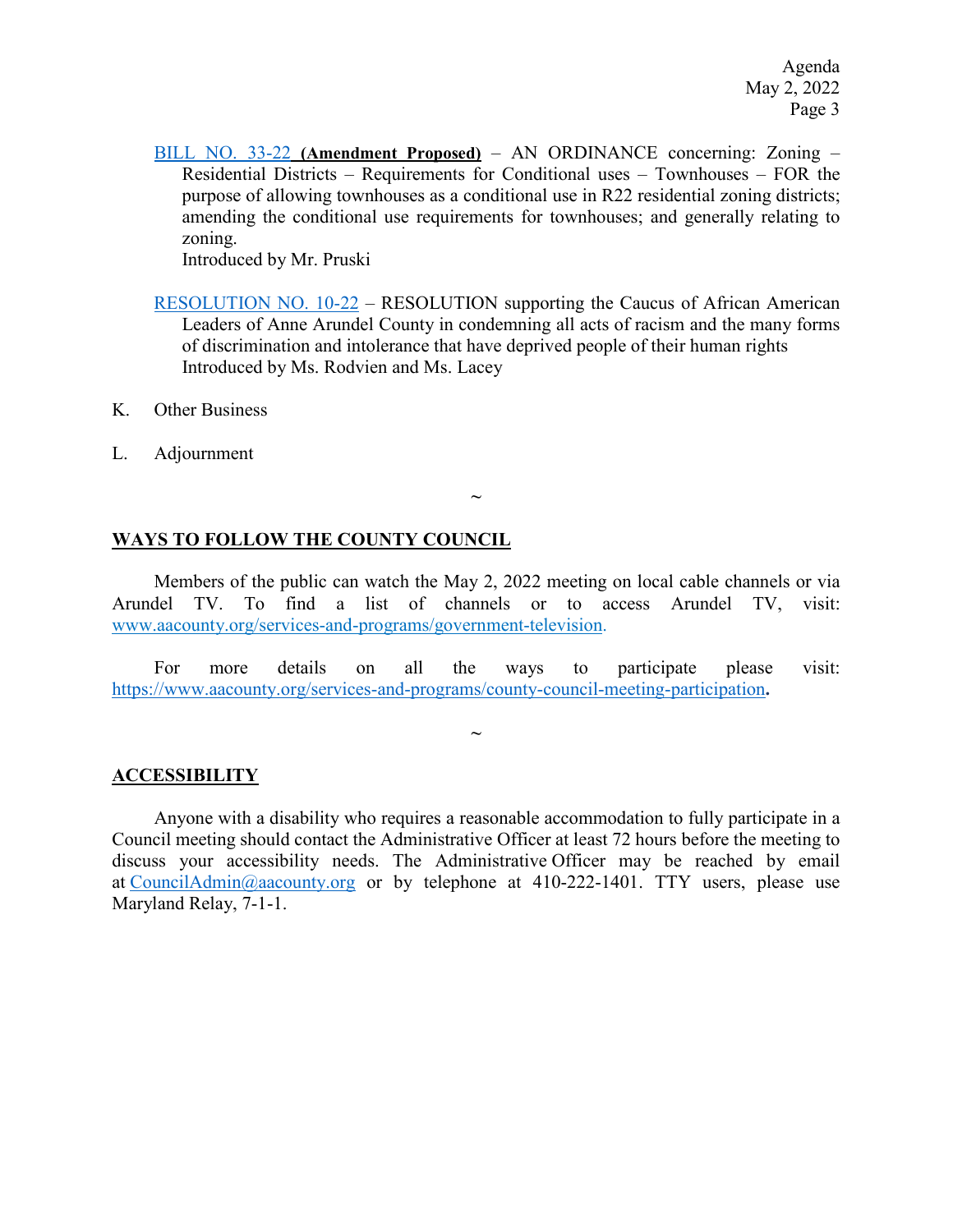BILL NO. 33-22 **(Amendment Proposed)** – AN ORDINANCE concerning: Zoning – Residential Districts – Requirements for Conditional uses – Townhouses – FOR the purpose of allowing townhouses as a conditional use in R22 residential zoning districts; amending the conditional use requirements for townhouses; and generally relating to zoning.
Introduced by Mr. Pruski

RESOLUTION NO. 10-22 – RESOLUTION supporting the Caucus of African American Leaders of Anne Arundel County in condemning all acts of racism and the many forms of discrimination and intolerance that have deprived people of their human rights
Introduced by Ms. Rodvien and Ms. Lacey

K. Other Business

L. Adjournment

~

## WAYS TO FOLLOW THE COUNTY COUNCIL

Members of the public can watch the May 2, 2022 meeting on local cable channels or via Arundel TV. To find a list of channels or to access Arundel TV, visit: www.aacounty.org/services-and-programs/government-television.

For more details on all the ways to participate please visit: https://www.aacounty.org/services-and-programs/county-council-meeting-participation**.**

~

## ACCESSIBILITY

Anyone with a disability who requires a reasonable accommodation to fully participate in a Council meeting should contact the Administrative Officer at least 72 hours before the meeting to discuss your accessibility needs. The Administrative Officer may be reached by email at CouncilAdmin@aacounty.org or by telephone at 410-222-1401. TTY users, please use Maryland Relay, 7-1-1.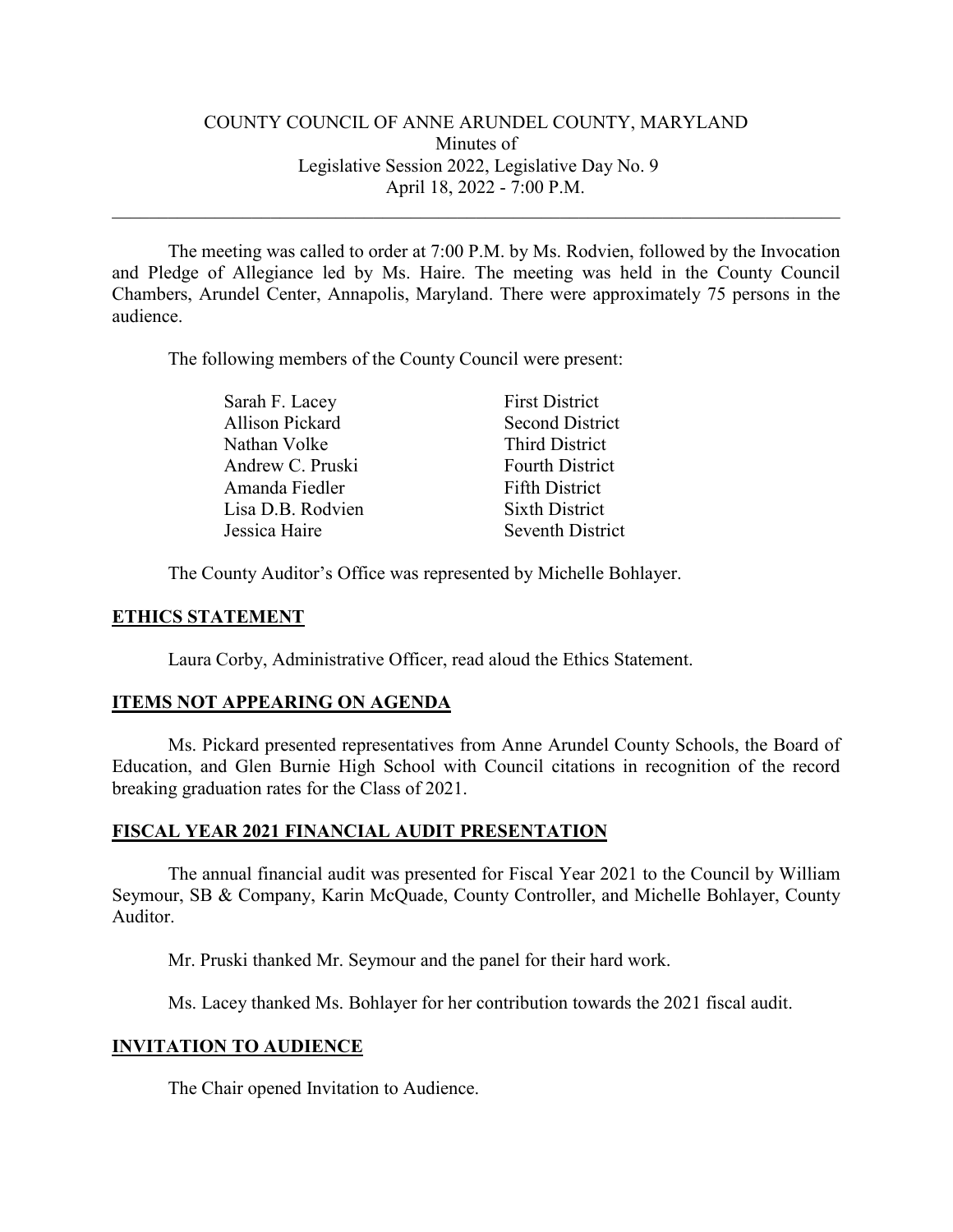COUNTY COUNCIL OF ANNE ARUNDEL COUNTY, MARYLAND
Minutes of
Legislative Session 2022, Legislative Day No. 9
April 18, 2022 - 7:00 P.M.

---

The meeting was called to order at 7:00 P.M. by Ms. Rodvien, followed by the Invocation and Pledge of Allegiance led by Ms. Haire. The meeting was held in the County Council Chambers, Arundel Center, Annapolis, Maryland. There were approximately 75 persons in the audience.

The following members of the County Council were present:

| | |
|---|---|
| Sarah F. Lacey | First District |
| Allison Pickard | Second District |
| Nathan Volke | Third District |
| Andrew C. Pruski | Fourth District |
| Amanda Fiedler | Fifth District |
| Lisa D.B. Rodvien | Sixth District |
| Jessica Haire | Seventh District |

The County Auditor's Office was represented by Michelle Bohlayer.

## ETHICS STATEMENT

Laura Corby, Administrative Officer, read aloud the Ethics Statement.

## ITEMS NOT APPEARING ON AGENDA

Ms. Pickard presented representatives from Anne Arundel County Schools, the Board of Education, and Glen Burnie High School with Council citations in recognition of the record breaking graduation rates for the Class of 2021.

## FISCAL YEAR 2021 FINANCIAL AUDIT PRESENTATION

The annual financial audit was presented for Fiscal Year 2021 to the Council by William Seymour, SB & Company, Karin McQuade, County Controller, and Michelle Bohlayer, County Auditor.

Mr. Pruski thanked Mr. Seymour and the panel for their hard work.

Ms. Lacey thanked Ms. Bohlayer for her contribution towards the 2021 fiscal audit.

## INVITATION TO AUDIENCE

The Chair opened Invitation to Audience.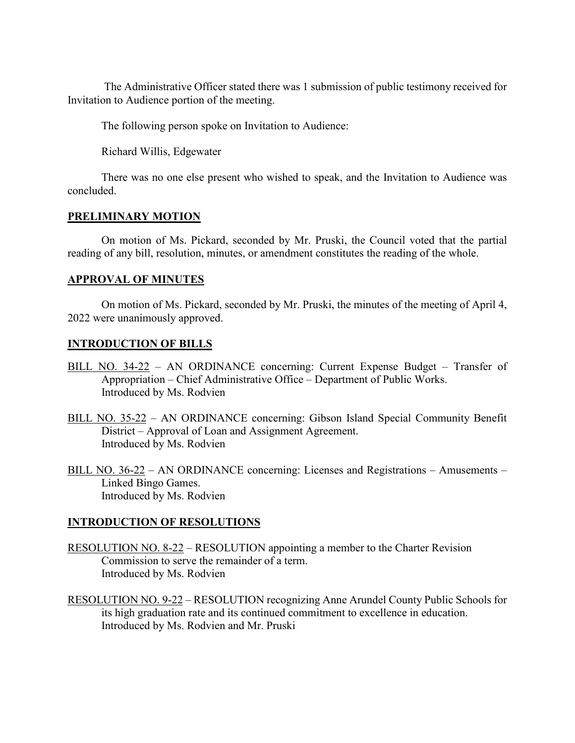The Administrative Officer stated there was 1 submission of public testimony received for Invitation to Audience portion of the meeting.

The following person spoke on Invitation to Audience:

Richard Willis, Edgewater

There was no one else present who wished to speak, and the Invitation to Audience was concluded.

## **PRELIMINARY MOTION**

On motion of Ms. Pickard, seconded by Mr. Pruski, the Council voted that the partial reading of any bill, resolution, minutes, or amendment constitutes the reading of the whole.

## **APPROVAL OF MINUTES**

On motion of Ms. Pickard, seconded by Mr. Pruski, the minutes of the meeting of April 4, 2022 were unanimously approved.

## **INTRODUCTION OF BILLS**

BILL NO. 34-22 – AN ORDINANCE concerning: Current Expense Budget – Transfer of Appropriation – Chief Administrative Office – Department of Public Works.
Introduced by Ms. Rodvien

BILL NO. 35-22 – AN ORDINANCE concerning: Gibson Island Special Community Benefit District – Approval of Loan and Assignment Agreement.
Introduced by Ms. Rodvien

BILL NO. 36-22 – AN ORDINANCE concerning: Licenses and Registrations – Amusements – Linked Bingo Games.
Introduced by Ms. Rodvien

## **INTRODUCTION OF RESOLUTIONS**

RESOLUTION NO. 8-22 – RESOLUTION appointing a member to the Charter Revision Commission to serve the remainder of a term.
Introduced by Ms. Rodvien

RESOLUTION NO. 9-22 – RESOLUTION recognizing Anne Arundel County Public Schools for its high graduation rate and its continued commitment to excellence in education.
Introduced by Ms. Rodvien and Mr. Pruski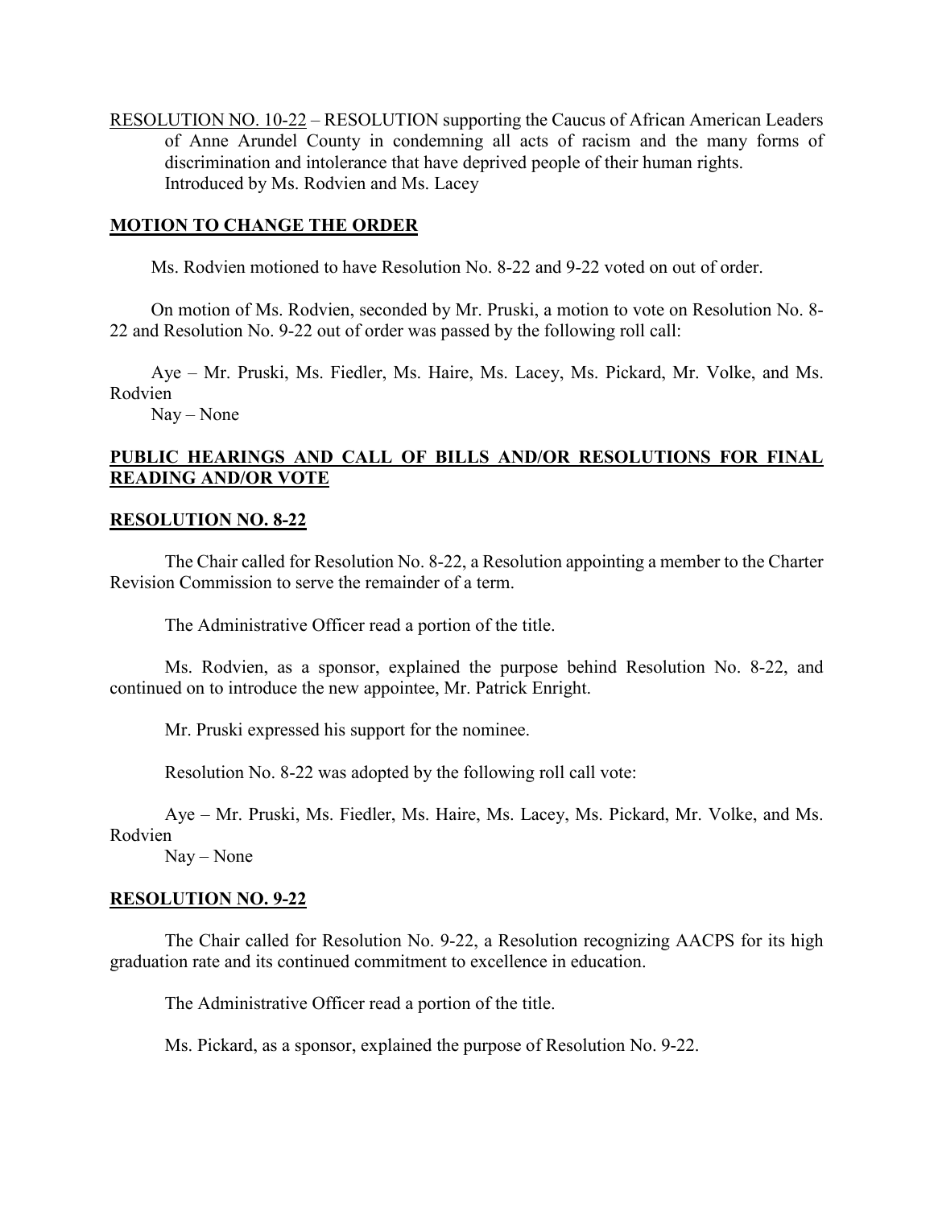RESOLUTION NO. 10-22 – RESOLUTION supporting the Caucus of African American Leaders of Anne Arundel County in condemning all acts of racism and the many forms of discrimination and intolerance that have deprived people of their human rights. Introduced by Ms. Rodvien and Ms. Lacey

**MOTION TO CHANGE THE ORDER**

Ms. Rodvien motioned to have Resolution No. 8-22 and 9-22 voted on out of order.

On motion of Ms. Rodvien, seconded by Mr. Pruski, a motion to vote on Resolution No. 8-22 and Resolution No. 9-22 out of order was passed by the following roll call:

Aye – Mr. Pruski, Ms. Fiedler, Ms. Haire, Ms. Lacey, Ms. Pickard, Mr. Volke, and Ms. Rodvien
Nay – None

**PUBLIC HEARINGS AND CALL OF BILLS AND/OR RESOLUTIONS FOR FINAL READING AND/OR VOTE**

**RESOLUTION NO. 8-22**

The Chair called for Resolution No. 8-22, a Resolution appointing a member to the Charter Revision Commission to serve the remainder of a term.

The Administrative Officer read a portion of the title.

Ms. Rodvien, as a sponsor, explained the purpose behind Resolution No. 8-22, and continued on to introduce the new appointee, Mr. Patrick Enright.

Mr. Pruski expressed his support for the nominee.

Resolution No. 8-22 was adopted by the following roll call vote:

Aye – Mr. Pruski, Ms. Fiedler, Ms. Haire, Ms. Lacey, Ms. Pickard, Mr. Volke, and Ms. Rodvien
Nay – None

**RESOLUTION NO. 9-22**

The Chair called for Resolution No. 9-22, a Resolution recognizing AACPS for its high graduation rate and its continued commitment to excellence in education.

The Administrative Officer read a portion of the title.

Ms. Pickard, as a sponsor, explained the purpose of Resolution No. 9-22.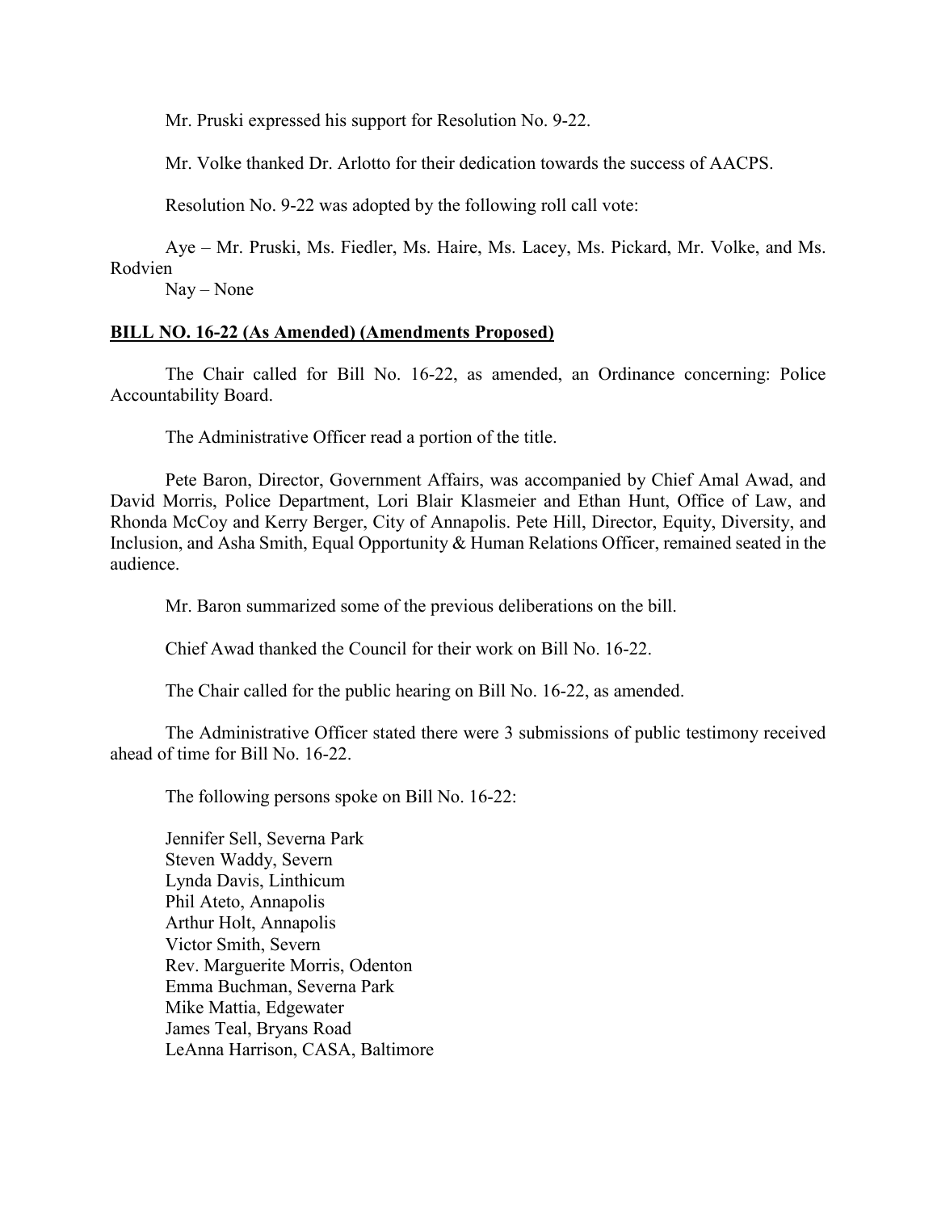Mr. Pruski expressed his support for Resolution No. 9-22.

Mr. Volke thanked Dr. Arlotto for their dedication towards the success of AACPS.

Resolution No. 9-22 was adopted by the following roll call vote:

Aye – Mr. Pruski, Ms. Fiedler, Ms. Haire, Ms. Lacey, Ms. Pickard, Mr. Volke, and Ms. Rodvien
Nay – None

**BILL NO. 16-22 (As Amended) (Amendments Proposed)**

The Chair called for Bill No. 16-22, as amended, an Ordinance concerning: Police Accountability Board.

The Administrative Officer read a portion of the title.

Pete Baron, Director, Government Affairs, was accompanied by Chief Amal Awad, and David Morris, Police Department, Lori Blair Klasmeier and Ethan Hunt, Office of Law, and Rhonda McCoy and Kerry Berger, City of Annapolis. Pete Hill, Director, Equity, Diversity, and Inclusion, and Asha Smith, Equal Opportunity & Human Relations Officer, remained seated in the audience.

Mr. Baron summarized some of the previous deliberations on the bill.

Chief Awad thanked the Council for their work on Bill No. 16-22.

The Chair called for the public hearing on Bill No. 16-22, as amended.

The Administrative Officer stated there were 3 submissions of public testimony received ahead of time for Bill No. 16-22.

The following persons spoke on Bill No. 16-22:

Jennifer Sell, Severna Park
Steven Waddy, Severn
Lynda Davis, Linthicum
Phil Ateto, Annapolis
Arthur Holt, Annapolis
Victor Smith, Severn
Rev. Marguerite Morris, Odenton
Emma Buchman, Severna Park
Mike Mattia, Edgewater
James Teal, Bryans Road
LeAnna Harrison, CASA, Baltimore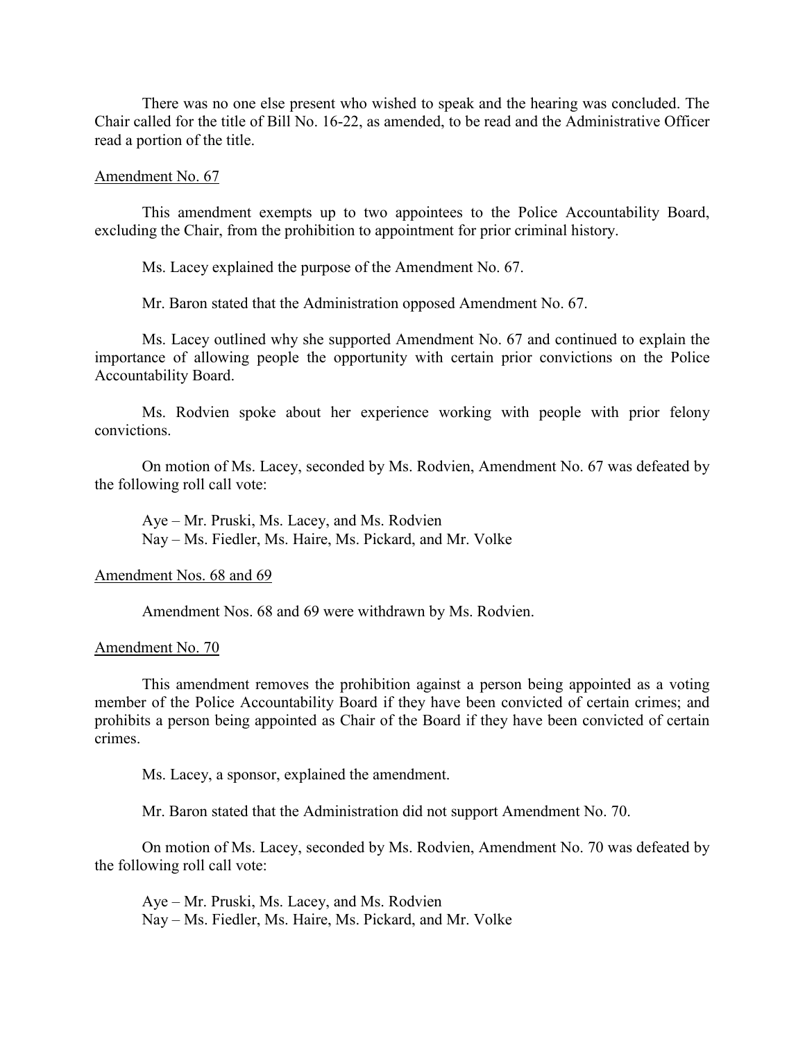There was no one else present who wished to speak and the hearing was concluded. The Chair called for the title of Bill No. 16-22, as amended, to be read and the Administrative Officer read a portion of the title.

Amendment No. 67

This amendment exempts up to two appointees to the Police Accountability Board, excluding the Chair, from the prohibition to appointment for prior criminal history.

Ms. Lacey explained the purpose of the Amendment No. 67.

Mr. Baron stated that the Administration opposed Amendment No. 67.

Ms. Lacey outlined why she supported Amendment No. 67 and continued to explain the importance of allowing people the opportunity with certain prior convictions on the Police Accountability Board.

Ms. Rodvien spoke about her experience working with people with prior felony convictions.

On motion of Ms. Lacey, seconded by Ms. Rodvien, Amendment No. 67 was defeated by the following roll call vote:

Aye – Mr. Pruski, Ms. Lacey, and Ms. Rodvien
Nay – Ms. Fiedler, Ms. Haire, Ms. Pickard, and Mr. Volke

Amendment Nos. 68 and 69

Amendment Nos. 68 and 69 were withdrawn by Ms. Rodvien.

Amendment No. 70

This amendment removes the prohibition against a person being appointed as a voting member of the Police Accountability Board if they have been convicted of certain crimes; and prohibits a person being appointed as Chair of the Board if they have been convicted of certain crimes.

Ms. Lacey, a sponsor, explained the amendment.

Mr. Baron stated that the Administration did not support Amendment No. 70.

On motion of Ms. Lacey, seconded by Ms. Rodvien, Amendment No. 70 was defeated by the following roll call vote:

Aye – Mr. Pruski, Ms. Lacey, and Ms. Rodvien
Nay – Ms. Fiedler, Ms. Haire, Ms. Pickard, and Mr. Volke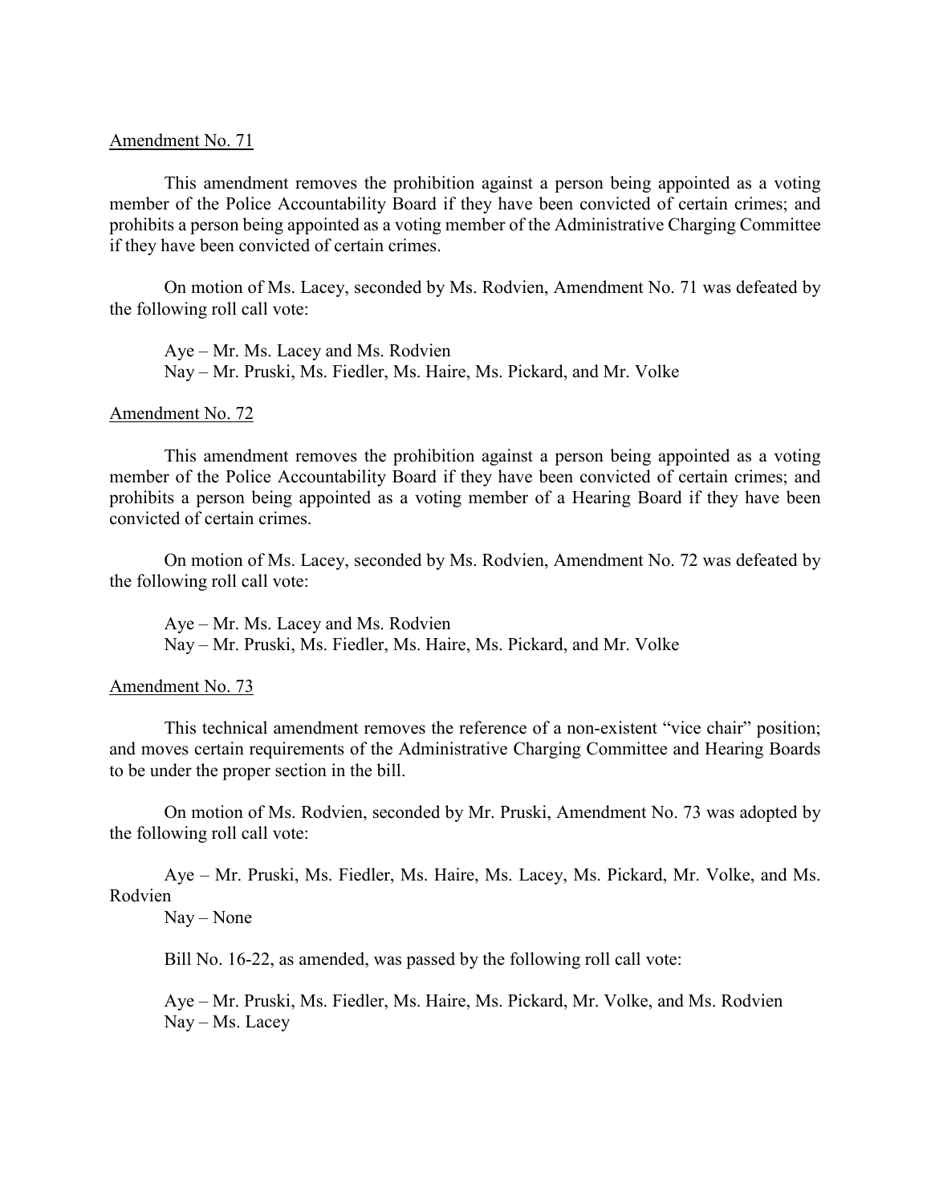Amendment No. 71

This amendment removes the prohibition against a person being appointed as a voting member of the Police Accountability Board if they have been convicted of certain crimes; and prohibits a person being appointed as a voting member of the Administrative Charging Committee if they have been convicted of certain crimes.

On motion of Ms. Lacey, seconded by Ms. Rodvien, Amendment No. 71 was defeated by the following roll call vote:

Aye – Mr. Ms. Lacey and Ms. Rodvien
Nay – Mr. Pruski, Ms. Fiedler, Ms. Haire, Ms. Pickard, and Mr. Volke

Amendment No. 72

This amendment removes the prohibition against a person being appointed as a voting member of the Police Accountability Board if they have been convicted of certain crimes; and prohibits a person being appointed as a voting member of a Hearing Board if they have been convicted of certain crimes.

On motion of Ms. Lacey, seconded by Ms. Rodvien, Amendment No. 72 was defeated by the following roll call vote:

Aye – Mr. Ms. Lacey and Ms. Rodvien
Nay – Mr. Pruski, Ms. Fiedler, Ms. Haire, Ms. Pickard, and Mr. Volke

Amendment No. 73

This technical amendment removes the reference of a non-existent "vice chair" position; and moves certain requirements of the Administrative Charging Committee and Hearing Boards to be under the proper section in the bill.

On motion of Ms. Rodvien, seconded by Mr. Pruski, Amendment No. 73 was adopted by the following roll call vote:

Aye – Mr. Pruski, Ms. Fiedler, Ms. Haire, Ms. Lacey, Ms. Pickard, Mr. Volke, and Ms. Rodvien
Nay – None

Bill No. 16-22, as amended, was passed by the following roll call vote:

Aye – Mr. Pruski, Ms. Fiedler, Ms. Haire, Ms. Pickard, Mr. Volke, and Ms. Rodvien
Nay – Ms. Lacey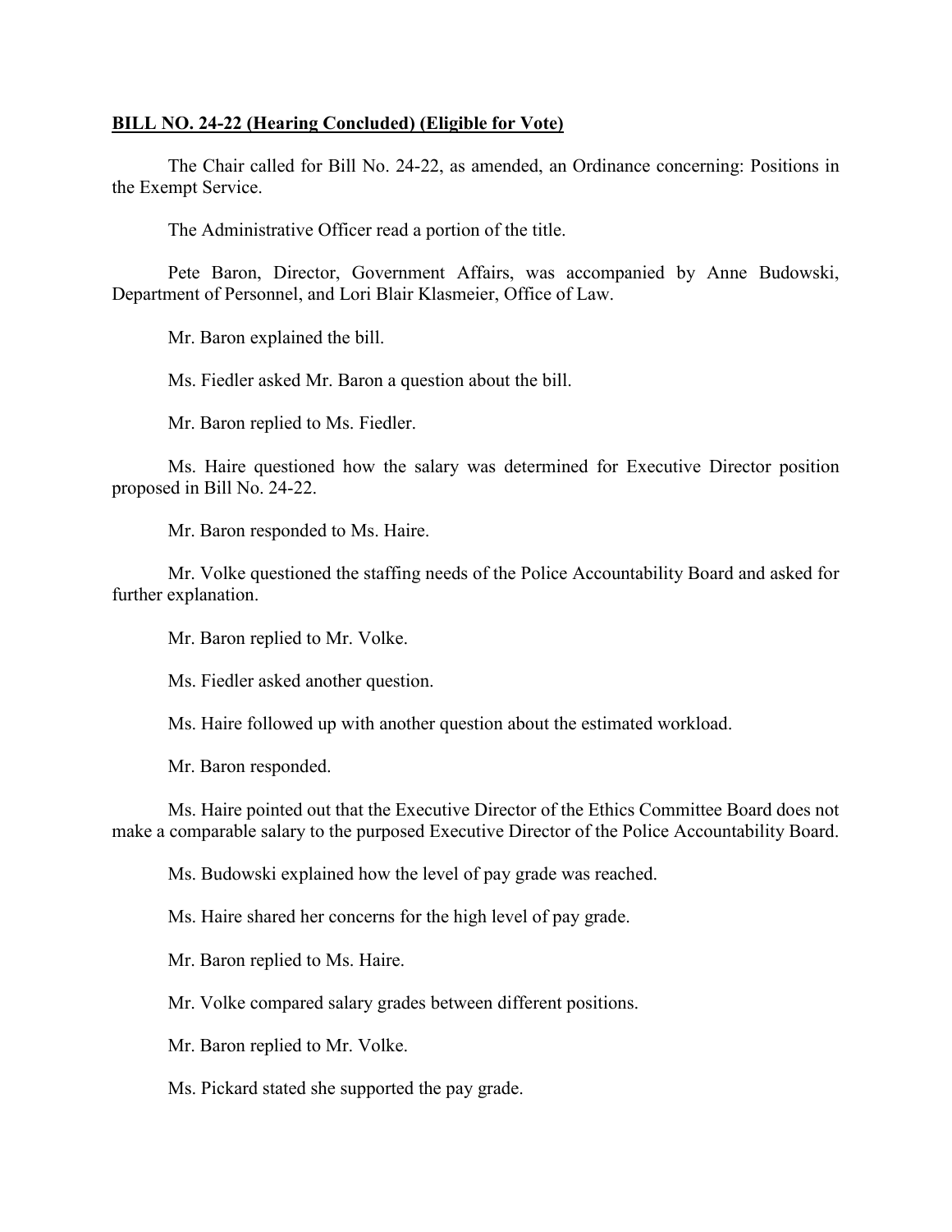**BILL NO. 24-22 (Hearing Concluded) (Eligible for Vote)**

The Chair called for Bill No. 24-22, as amended, an Ordinance concerning: Positions in the Exempt Service.

The Administrative Officer read a portion of the title.

Pete Baron, Director, Government Affairs, was accompanied by Anne Budowski, Department of Personnel, and Lori Blair Klasmeier, Office of Law.

Mr. Baron explained the bill.

Ms. Fiedler asked Mr. Baron a question about the bill.

Mr. Baron replied to Ms. Fiedler.

Ms. Haire questioned how the salary was determined for Executive Director position proposed in Bill No. 24-22.

Mr. Baron responded to Ms. Haire.

Mr. Volke questioned the staffing needs of the Police Accountability Board and asked for further explanation.

Mr. Baron replied to Mr. Volke.

Ms. Fiedler asked another question.

Ms. Haire followed up with another question about the estimated workload.

Mr. Baron responded.

Ms. Haire pointed out that the Executive Director of the Ethics Committee Board does not make a comparable salary to the purposed Executive Director of the Police Accountability Board.

Ms. Budowski explained how the level of pay grade was reached.

Ms. Haire shared her concerns for the high level of pay grade.

Mr. Baron replied to Ms. Haire.

Mr. Volke compared salary grades between different positions.

Mr. Baron replied to Mr. Volke.

Ms. Pickard stated she supported the pay grade.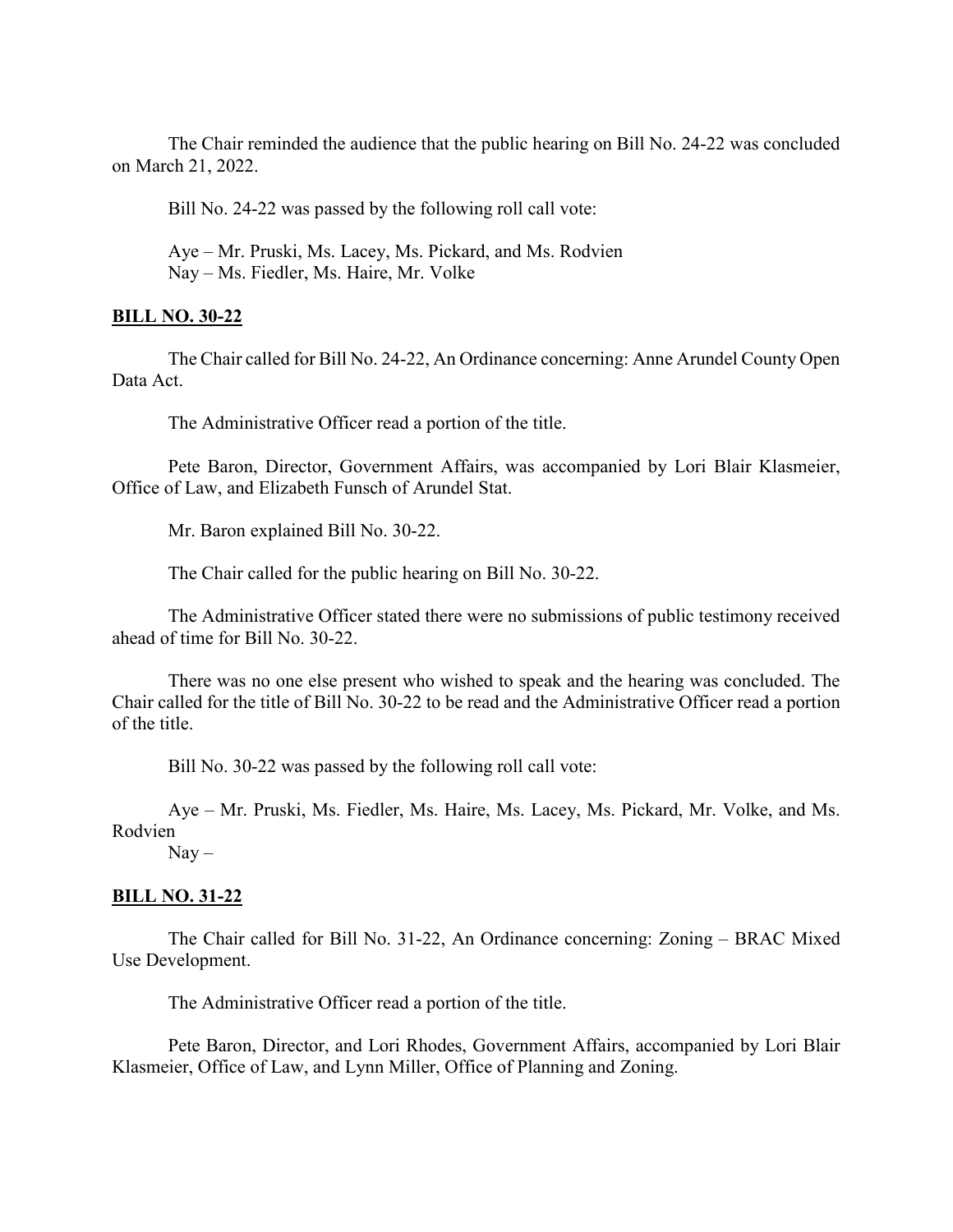The Chair reminded the audience that the public hearing on Bill No. 24-22 was concluded on March 21, 2022.

Bill No. 24-22 was passed by the following roll call vote:

Aye – Mr. Pruski, Ms. Lacey, Ms. Pickard, and Ms. Rodvien
Nay – Ms. Fiedler, Ms. Haire, Mr. Volke

**BILL NO. 30-22**

The Chair called for Bill No. 24-22, An Ordinance concerning: Anne Arundel County Open Data Act.

The Administrative Officer read a portion of the title.

Pete Baron, Director, Government Affairs, was accompanied by Lori Blair Klasmeier, Office of Law, and Elizabeth Funsch of Arundel Stat.

Mr. Baron explained Bill No. 30-22.

The Chair called for the public hearing on Bill No. 30-22.

The Administrative Officer stated there were no submissions of public testimony received ahead of time for Bill No. 30-22.

There was no one else present who wished to speak and the hearing was concluded. The Chair called for the title of Bill No. 30-22 to be read and the Administrative Officer read a portion of the title.

Bill No. 30-22 was passed by the following roll call vote:

Aye – Mr. Pruski, Ms. Fiedler, Ms. Haire, Ms. Lacey, Ms. Pickard, Mr. Volke, and Ms. Rodvien
Nay –

**BILL NO. 31-22**

The Chair called for Bill No. 31-22, An Ordinance concerning: Zoning – BRAC Mixed Use Development.

The Administrative Officer read a portion of the title.

Pete Baron, Director, and Lori Rhodes, Government Affairs, accompanied by Lori Blair Klasmeier, Office of Law, and Lynn Miller, Office of Planning and Zoning.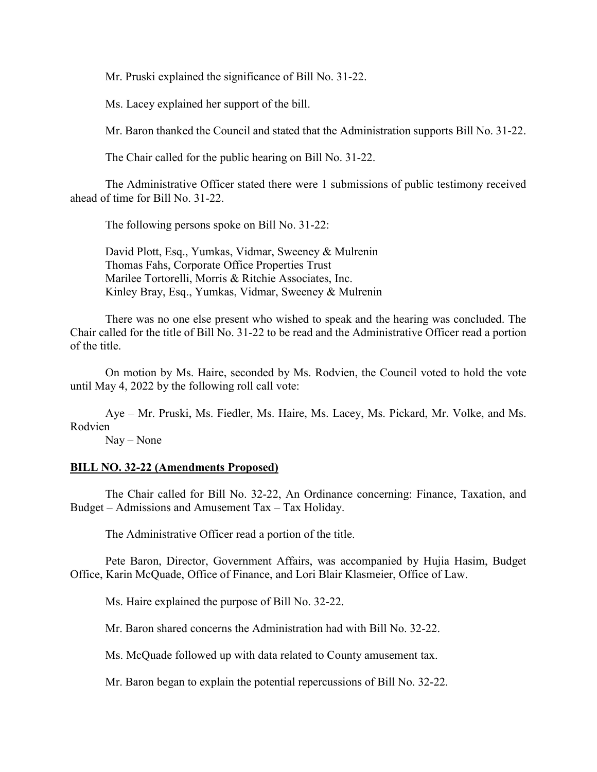Mr. Pruski explained the significance of Bill No. 31-22.

Ms. Lacey explained her support of the bill.

Mr. Baron thanked the Council and stated that the Administration supports Bill No. 31-22.

The Chair called for the public hearing on Bill No. 31-22.

The Administrative Officer stated there were 1 submissions of public testimony received ahead of time for Bill No. 31-22.

The following persons spoke on Bill No. 31-22:

David Plott, Esq., Yumkas, Vidmar, Sweeney & Mulrenin
Thomas Fahs, Corporate Office Properties Trust
Marilee Tortorelli, Morris & Ritchie Associates, Inc.
Kinley Bray, Esq., Yumkas, Vidmar, Sweeney & Mulrenin

There was no one else present who wished to speak and the hearing was concluded. The Chair called for the title of Bill No. 31-22 to be read and the Administrative Officer read a portion of the title.

On motion by Ms. Haire, seconded by Ms. Rodvien, the Council voted to hold the vote until May 4, 2022 by the following roll call vote:

Aye – Mr. Pruski, Ms. Fiedler, Ms. Haire, Ms. Lacey, Ms. Pickard, Mr. Volke, and Ms. Rodvien
Nay – None

**BILL NO. 32-22 (Amendments Proposed)**

The Chair called for Bill No. 32-22, An Ordinance concerning: Finance, Taxation, and Budget – Admissions and Amusement Tax – Tax Holiday.

The Administrative Officer read a portion of the title.

Pete Baron, Director, Government Affairs, was accompanied by Hujia Hasim, Budget Office, Karin McQuade, Office of Finance, and Lori Blair Klasmeier, Office of Law.

Ms. Haire explained the purpose of Bill No. 32-22.

Mr. Baron shared concerns the Administration had with Bill No. 32-22.

Ms. McQuade followed up with data related to County amusement tax.

Mr. Baron began to explain the potential repercussions of Bill No. 32-22.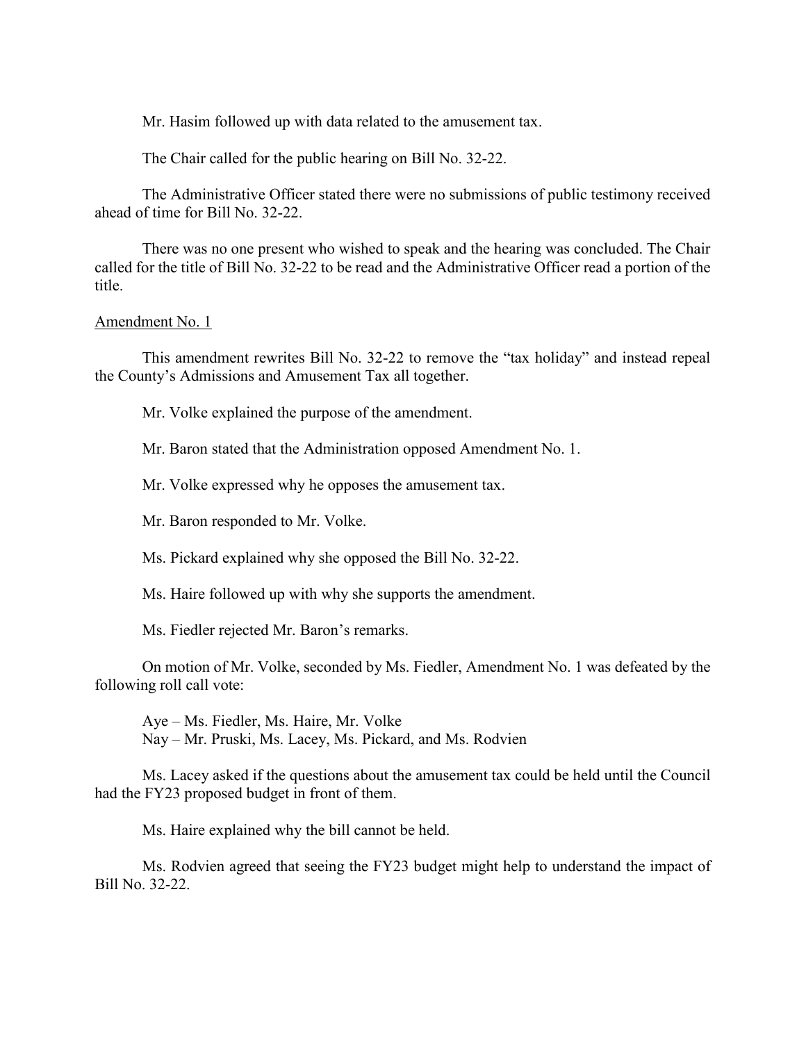Mr. Hasim followed up with data related to the amusement tax.

The Chair called for the public hearing on Bill No. 32-22.

The Administrative Officer stated there were no submissions of public testimony received ahead of time for Bill No. 32-22.

There was no one present who wished to speak and the hearing was concluded. The Chair called for the title of Bill No. 32-22 to be read and the Administrative Officer read a portion of the title.

Amendment No. 1

This amendment rewrites Bill No. 32-22 to remove the "tax holiday" and instead repeal the County's Admissions and Amusement Tax all together.

Mr. Volke explained the purpose of the amendment.

Mr. Baron stated that the Administration opposed Amendment No. 1.

Mr. Volke expressed why he opposes the amusement tax.

Mr. Baron responded to Mr. Volke.

Ms. Pickard explained why she opposed the Bill No. 32-22.

Ms. Haire followed up with why she supports the amendment.

Ms. Fiedler rejected Mr. Baron's remarks.

On motion of Mr. Volke, seconded by Ms. Fiedler, Amendment No. 1 was defeated by the following roll call vote:

Aye – Ms. Fiedler, Ms. Haire, Mr. Volke
Nay – Mr. Pruski, Ms. Lacey, Ms. Pickard, and Ms. Rodvien

Ms. Lacey asked if the questions about the amusement tax could be held until the Council had the FY23 proposed budget in front of them.

Ms. Haire explained why the bill cannot be held.

Ms. Rodvien agreed that seeing the FY23 budget might help to understand the impact of Bill No. 32-22.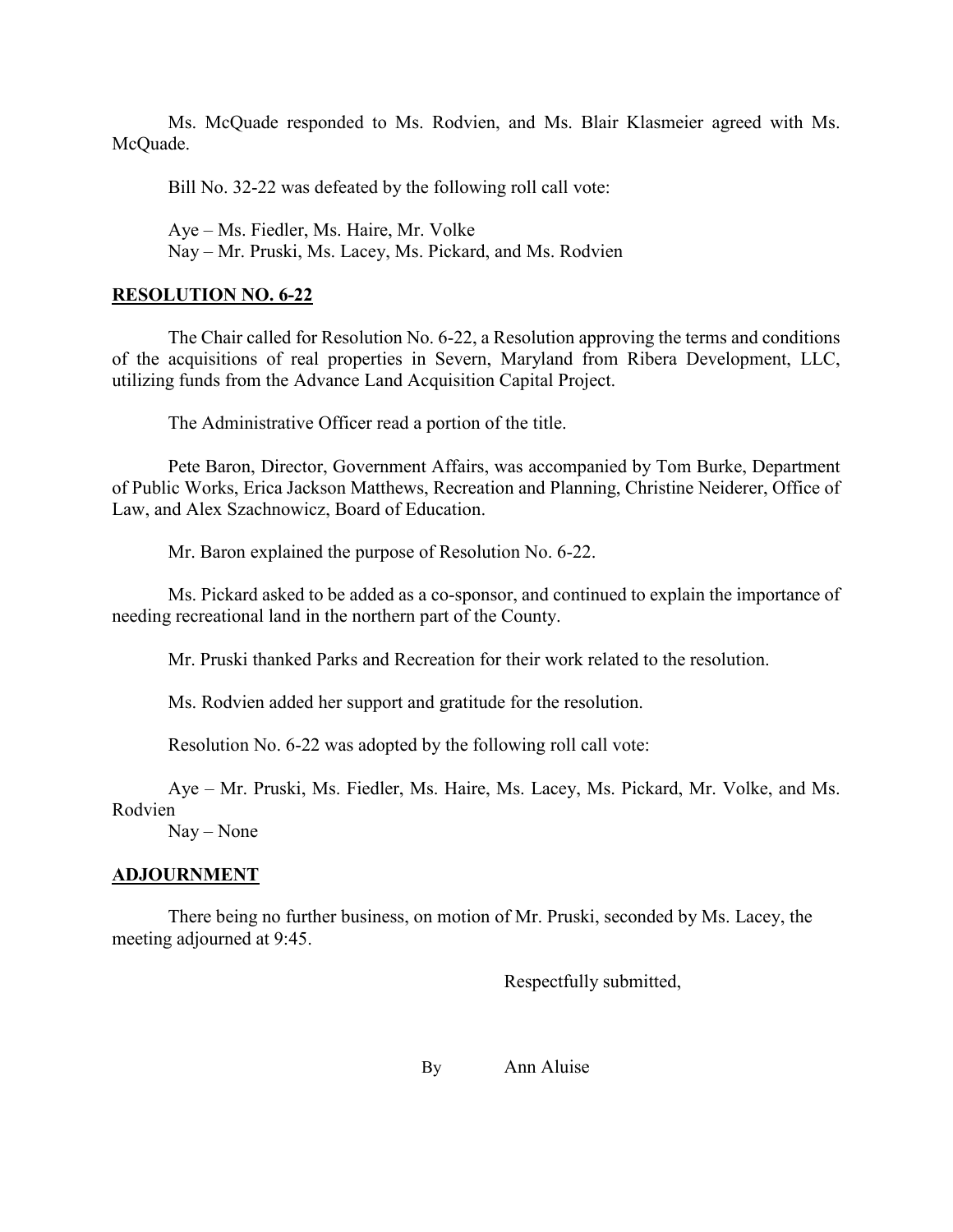Ms. McQuade responded to Ms. Rodvien, and Ms. Blair Klasmeier agreed with Ms. McQuade.

Bill No. 32-22 was defeated by the following roll call vote:

Aye – Ms. Fiedler, Ms. Haire, Mr. Volke
Nay – Mr. Pruski, Ms. Lacey, Ms. Pickard, and Ms. Rodvien

**RESOLUTION NO. 6-22**

The Chair called for Resolution No. 6-22, a Resolution approving the terms and conditions of the acquisitions of real properties in Severn, Maryland from Ribera Development, LLC, utilizing funds from the Advance Land Acquisition Capital Project.

The Administrative Officer read a portion of the title.

Pete Baron, Director, Government Affairs, was accompanied by Tom Burke, Department of Public Works, Erica Jackson Matthews, Recreation and Planning, Christine Neiderer, Office of Law, and Alex Szachnowicz, Board of Education.

Mr. Baron explained the purpose of Resolution No. 6-22.

Ms. Pickard asked to be added as a co-sponsor, and continued to explain the importance of needing recreational land in the northern part of the County.

Mr. Pruski thanked Parks and Recreation for their work related to the resolution.

Ms. Rodvien added her support and gratitude for the resolution.

Resolution No. 6-22 was adopted by the following roll call vote:

Aye – Mr. Pruski, Ms. Fiedler, Ms. Haire, Ms. Lacey, Ms. Pickard, Mr. Volke, and Ms. Rodvien
Nay – None

**ADJOURNMENT**

There being no further business, on motion of Mr. Pruski, seconded by Ms. Lacey, the meeting adjourned at 9:45.

Respectfully submitted,

By Ann Aluise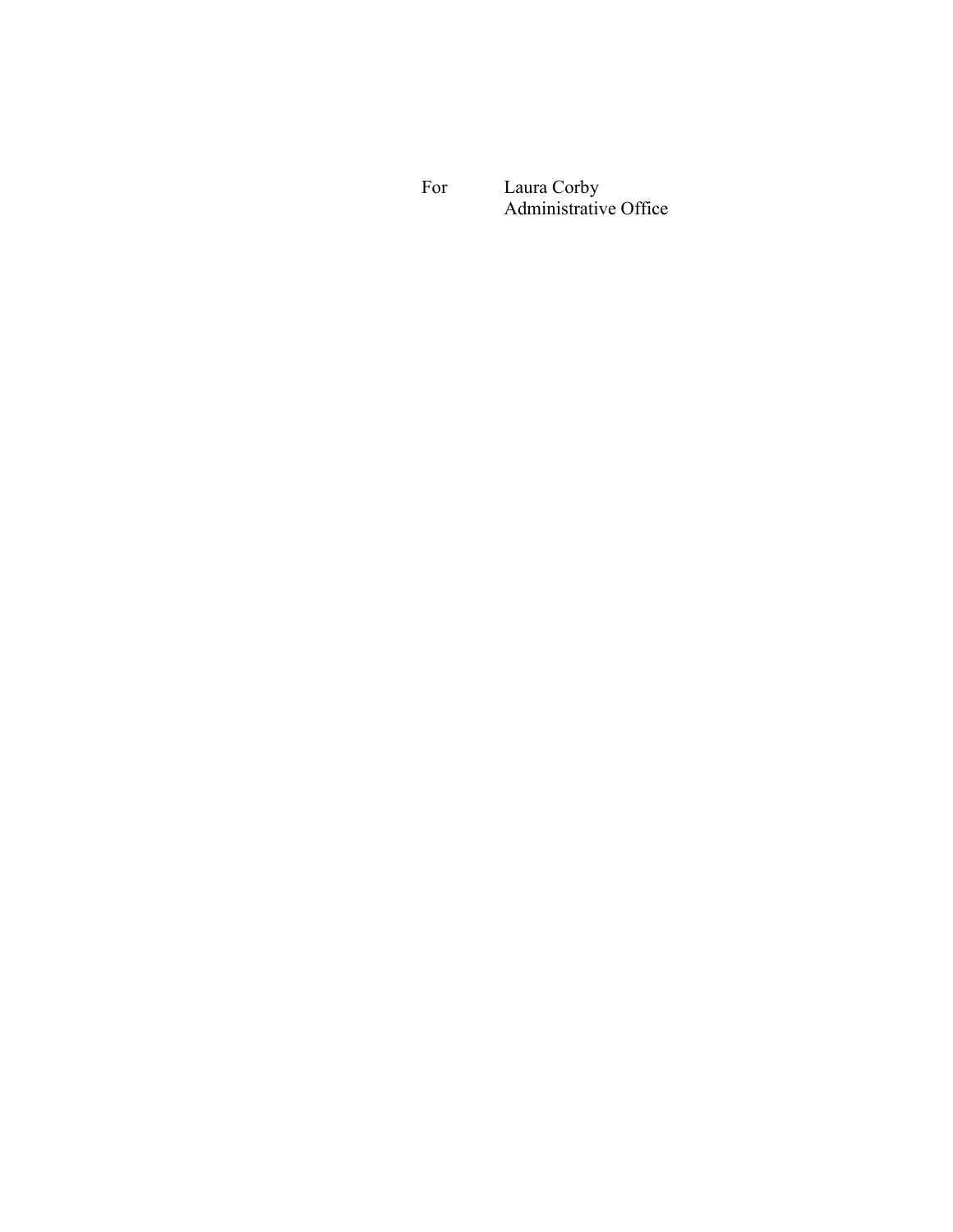For Laura Corby  
Administrative Office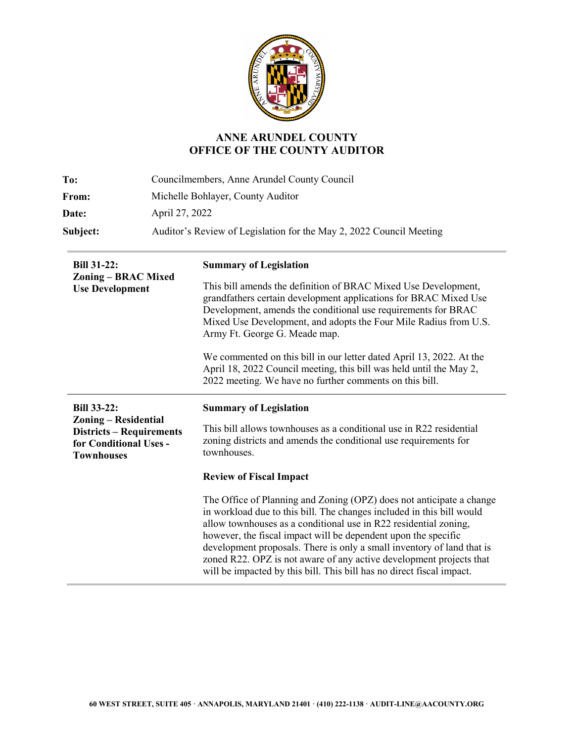# ANNE ARUNDEL COUNTY
## OFFICE OF THE COUNTY AUDITOR

| | |
|---|---|
| **To:** | Councilmembers, Anne Arundel County Council |
| **From:** | Michelle Bohlayer, County Auditor |
| **Date:** | April 27, 2022 |
| **Subject:** | Auditor's Review of Legislation for the May 2, 2022 Council Meeting |

---

**Bill 31-22: Zoning – BRAC Mixed Use Development**

**Summary of Legislation**

This bill amends the definition of BRAC Mixed Use Development, grandfathers certain development applications for BRAC Mixed Use Development, amends the conditional use requirements for BRAC Mixed Use Development, and adopts the Four Mile Radius from U.S. Army Ft. George G. Meade map.

We commented on this bill in our letter dated April 13, 2022. At the April 18, 2022 Council meeting, this bill was held until the May 2, 2022 meeting. We have no further comments on this bill.

---

**Bill 33-22: Zoning – Residential Districts – Requirements for Conditional Uses - Townhouses**

**Summary of Legislation**

This bill allows townhouses as a conditional use in R22 residential zoning districts and amends the conditional use requirements for townhouses.

**Review of Fiscal Impact**

The Office of Planning and Zoning (OPZ) does not anticipate a change in workload due to this bill. The changes included in this bill would allow townhouses as a conditional use in R22 residential zoning, however, the fiscal impact will be dependent upon the specific development proposals. There is only a small inventory of land that is zoned R22. OPZ is not aware of any active development projects that will be impacted by this bill. This bill has no direct fiscal impact.

---

60 WEST STREET, SUITE 405 · ANNAPOLIS, MARYLAND 21401 · (410) 222-1138 · AUDIT-LINE@AACOUNTY.ORG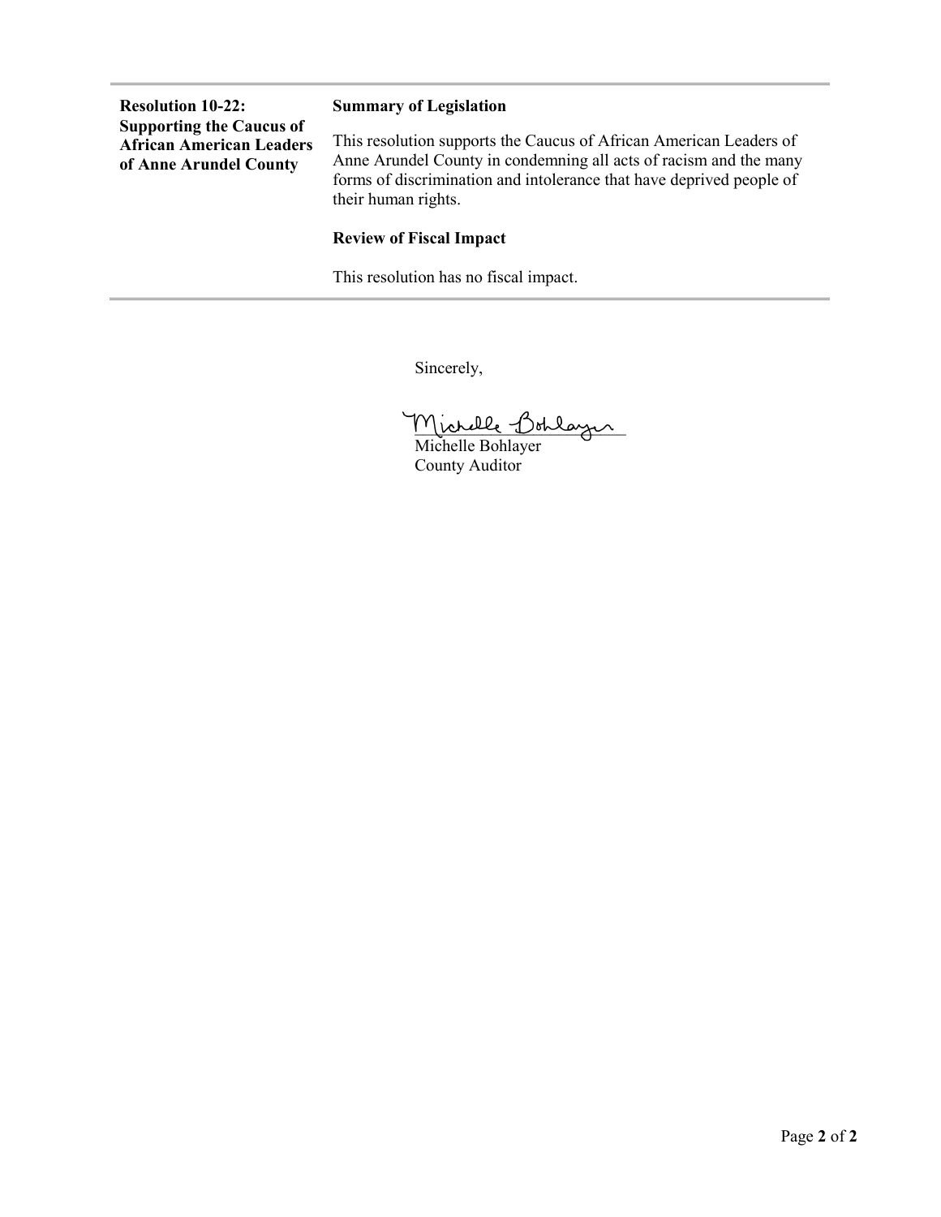| | |
|---|---|
| **Resolution 10-22: Supporting the Caucus of African American Leaders of Anne Arundel County** | **Summary of Legislation**<br><br>This resolution supports the Caucus of African American Leaders of Anne Arundel County in condemning all acts of racism and the many forms of discrimination and intolerance that have deprived people of their human rights.<br><br>**Review of Fiscal Impact**<br><br>This resolution has no fiscal impact. |

Sincerely,

Michelle Bohlayer

Michelle Bohlayer
County Auditor